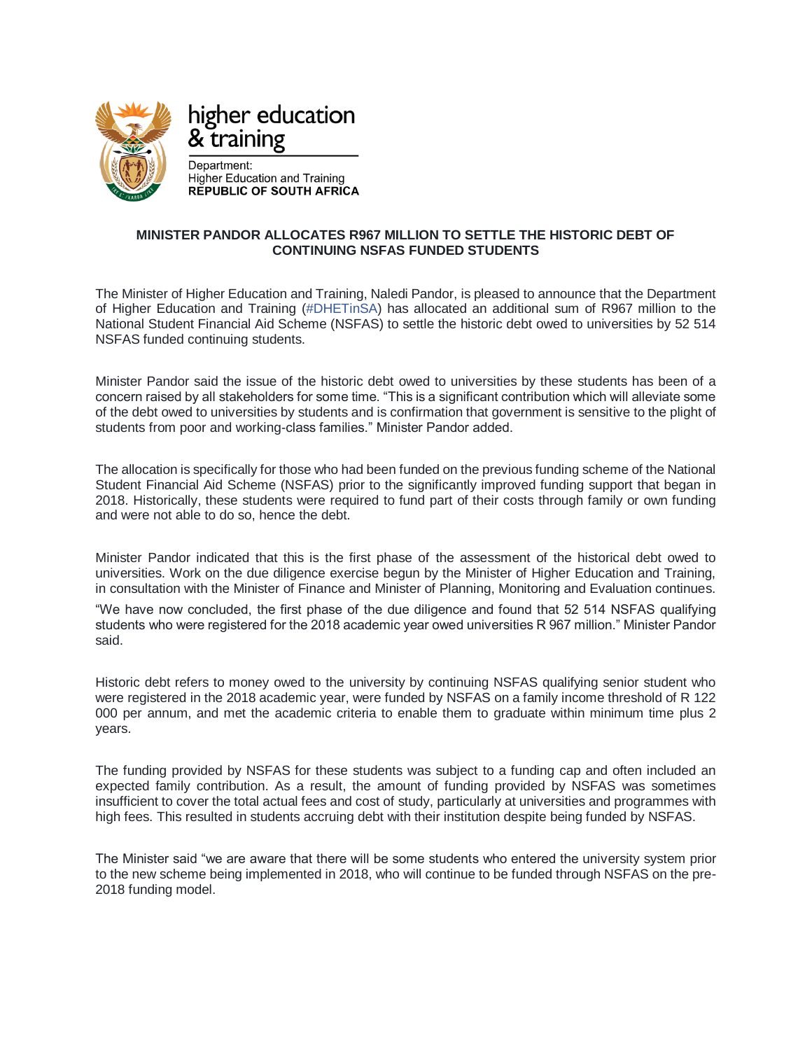higher education & training

Department:
Higher Education and Training
**REPUBLIC OF SOUTH AFRICA**

**MINISTER PANDOR ALLOCATES R967 MILLION TO SETTLE THE HISTORIC DEBT OF CONTINUING NSFAS FUNDED STUDENTS**

The Minister of Higher Education and Training, Naledi Pandor, is pleased to announce that the Department of Higher Education and Training (#DHETinSA) has allocated an additional sum of R967 million to the National Student Financial Aid Scheme (NSFAS) to settle the historic debt owed to universities by 52 514 NSFAS funded continuing students.

Minister Pandor said the issue of the historic debt owed to universities by these students has been of a concern raised by all stakeholders for some time. "This is a significant contribution which will alleviate some of the debt owed to universities by students and is confirmation that government is sensitive to the plight of students from poor and working-class families." Minister Pandor added.

The allocation is specifically for those who had been funded on the previous funding scheme of the National Student Financial Aid Scheme (NSFAS) prior to the significantly improved funding support that began in 2018. Historically, these students were required to fund part of their costs through family or own funding and were not able to do so, hence the debt.

Minister Pandor indicated that this is the first phase of the assessment of the historical debt owed to universities. Work on the due diligence exercise begun by the Minister of Higher Education and Training, in consultation with the Minister of Finance and Minister of Planning, Monitoring and Evaluation continues.

"We have now concluded, the first phase of the due diligence and found that 52 514 NSFAS qualifying students who were registered for the 2018 academic year owed universities R 967 million." Minister Pandor said.

Historic debt refers to money owed to the university by continuing NSFAS qualifying senior student who were registered in the 2018 academic year, were funded by NSFAS on a family income threshold of R 122 000 per annum, and met the academic criteria to enable them to graduate within minimum time plus 2 years.

The funding provided by NSFAS for these students was subject to a funding cap and often included an expected family contribution. As a result, the amount of funding provided by NSFAS was sometimes insufficient to cover the total actual fees and cost of study, particularly at universities and programmes with high fees. This resulted in students accruing debt with their institution despite being funded by NSFAS.

The Minister said "we are aware that there will be some students who entered the university system prior to the new scheme being implemented in 2018, who will continue to be funded through NSFAS on the pre-2018 funding model.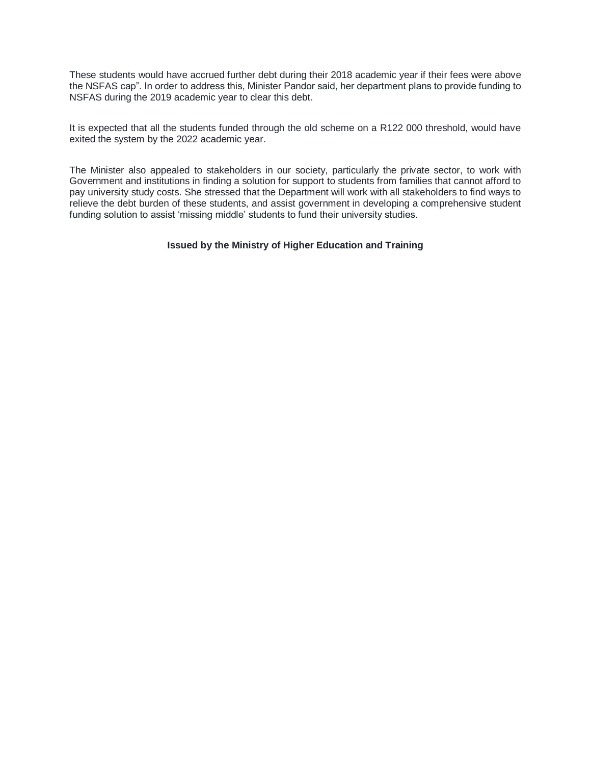These students would have accrued further debt during their 2018 academic year if their fees were above the NSFAS cap". In order to address this, Minister Pandor said, her department plans to provide funding to NSFAS during the 2019 academic year to clear this debt.

It is expected that all the students funded through the old scheme on a R122 000 threshold, would have exited the system by the 2022 academic year.

The Minister also appealed to stakeholders in our society, particularly the private sector, to work with Government and institutions in finding a solution for support to students from families that cannot afford to pay university study costs. She stressed that the Department will work with all stakeholders to find ways to relieve the debt burden of these students, and assist government in developing a comprehensive student funding solution to assist 'missing middle' students to fund their university studies.

**Issued by the Ministry of Higher Education and Training**